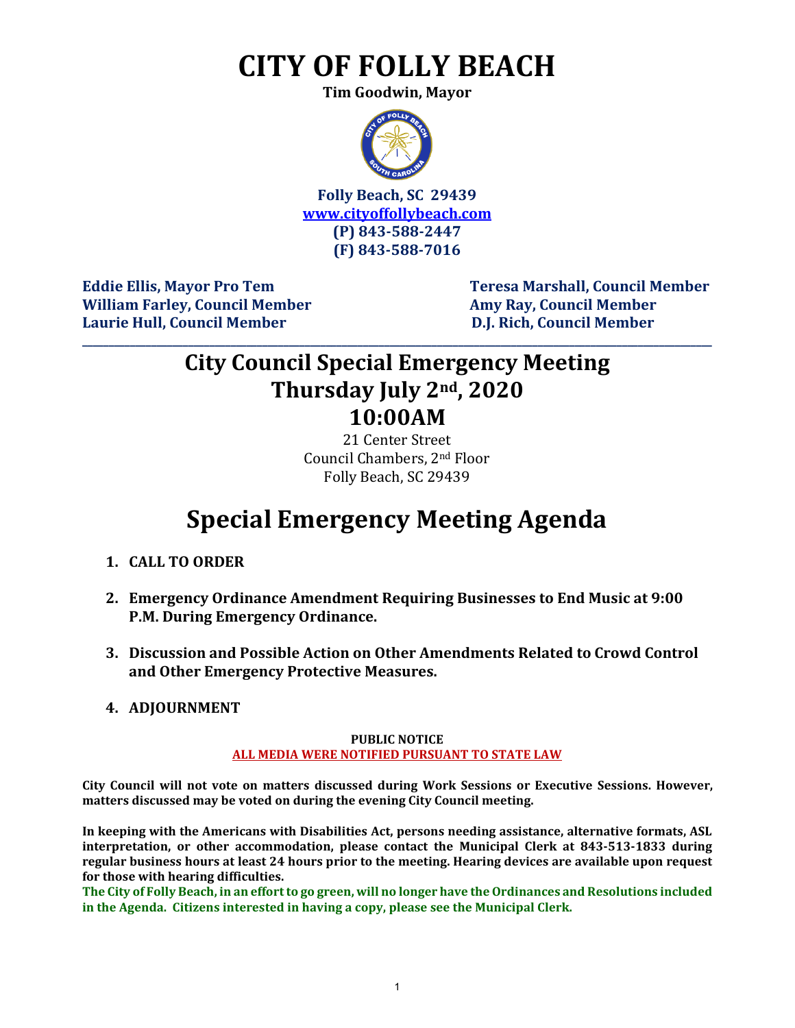# CITY OF FOLLY BEACH

**Tim Goodwin, Mayor**

**Folly Beach, SC 29439**
**[www.cityoffollybeach.com](http://www.cityoffollybeach.com)**
**(P) 843-588-2447**
**(F) 843-588-7016**

**Eddie Ellis, Mayor Pro Tem**
**William Farley, Council Member**
**Laurie Hull, Council Member**
**Teresa Marshall, Council Member**
**Amy Ray, Council Member**
**D.J. Rich, Council Member**

---

## City Council Special Emergency Meeting
## Thursday July 2nd, 2020
## 10:00AM

21 Center Street
Council Chambers, 2nd Floor
Folly Beach, SC 29439

# Special Emergency Meeting Agenda

1. **CALL TO ORDER**

2. **Emergency Ordinance Amendment Requiring Businesses to End Music at 9:00 P.M. During Emergency Ordinance.**

3. **Discussion and Possible Action on Other Amendments Related to Crowd Control and Other Emergency Protective Measures.**

4. **ADJOURNMENT**

**PUBLIC NOTICE**
**ALL MEDIA WERE NOTIFIED PURSUANT TO STATE LAW**

**City Council will not vote on matters discussed during Work Sessions or Executive Sessions. However, matters discussed may be voted on during the evening City Council meeting.**

**In keeping with the Americans with Disabilities Act, persons needing assistance, alternative formats, ASL interpretation, or other accommodation, please contact the Municipal Clerk at 843-513-1833 during regular business hours at least 24 hours prior to the meeting. Hearing devices are available upon request for those with hearing difficulties.**

**The City of Folly Beach, in an effort to go green, will no longer have the Ordinances and Resolutions included in the Agenda. Citizens interested in having a copy, please see the Municipal Clerk.**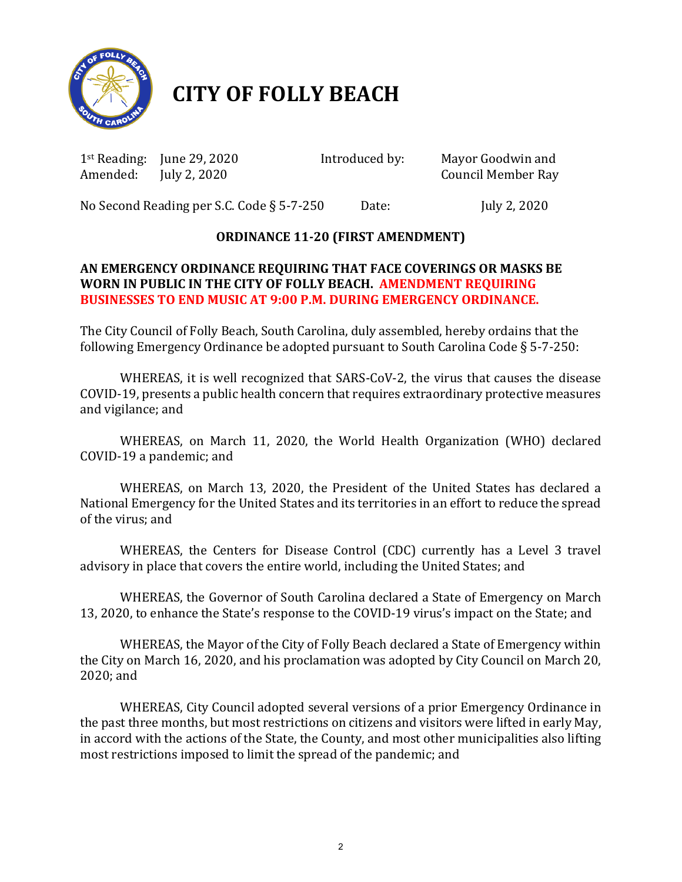# CITY OF FOLLY BEACH

| | | | |
|---|---|---|---|
| 1st Reading: | June 29, 2020 | Introduced by: | Mayor Goodwin and |
| Amended: | July 2, 2020 | | Council Member Ray |

No Second Reading per S.C. Code § 5-7-250 Date: July 2, 2020

## ORDINANCE 11-20 (FIRST AMENDMENT)

**AN EMERGENCY ORDINANCE REQUIRING THAT FACE COVERINGS OR MASKS BE WORN IN PUBLIC IN THE CITY OF FOLLY BEACH. AMENDMENT REQUIRING BUSINESSES TO END MUSIC AT 9:00 P.M. DURING EMERGENCY ORDINANCE.**

The City Council of Folly Beach, South Carolina, duly assembled, hereby ordains that the following Emergency Ordinance be adopted pursuant to South Carolina Code § 5-7-250:

WHEREAS, it is well recognized that SARS-CoV-2, the virus that causes the disease COVID-19, presents a public health concern that requires extraordinary protective measures and vigilance; and

WHEREAS, on March 11, 2020, the World Health Organization (WHO) declared COVID-19 a pandemic; and

WHEREAS, on March 13, 2020, the President of the United States has declared a National Emergency for the United States and its territories in an effort to reduce the spread of the virus; and

WHEREAS, the Centers for Disease Control (CDC) currently has a Level 3 travel advisory in place that covers the entire world, including the United States; and

WHEREAS, the Governor of South Carolina declared a State of Emergency on March 13, 2020, to enhance the State's response to the COVID-19 virus's impact on the State; and

WHEREAS, the Mayor of the City of Folly Beach declared a State of Emergency within the City on March 16, 2020, and his proclamation was adopted by City Council on March 20, 2020; and

WHEREAS, City Council adopted several versions of a prior Emergency Ordinance in the past three months, but most restrictions on citizens and visitors were lifted in early May, in accord with the actions of the State, the County, and most other municipalities also lifting most restrictions imposed to limit the spread of the pandemic; and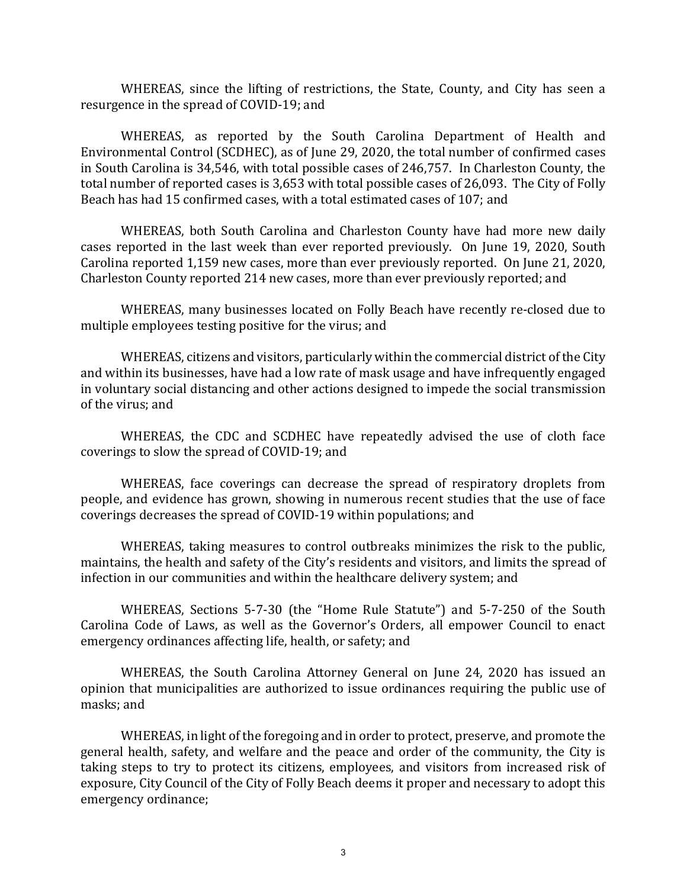WHEREAS, since the lifting of restrictions, the State, County, and City has seen a resurgence in the spread of COVID-19; and

WHEREAS, as reported by the South Carolina Department of Health and Environmental Control (SCDHEC), as of June 29, 2020, the total number of confirmed cases in South Carolina is 34,546, with total possible cases of 246,757. In Charleston County, the total number of reported cases is 3,653 with total possible cases of 26,093. The City of Folly Beach has had 15 confirmed cases, with a total estimated cases of 107; and

WHEREAS, both South Carolina and Charleston County have had more new daily cases reported in the last week than ever reported previously. On June 19, 2020, South Carolina reported 1,159 new cases, more than ever previously reported. On June 21, 2020, Charleston County reported 214 new cases, more than ever previously reported; and

WHEREAS, many businesses located on Folly Beach have recently re-closed due to multiple employees testing positive for the virus; and

WHEREAS, citizens and visitors, particularly within the commercial district of the City and within its businesses, have had a low rate of mask usage and have infrequently engaged in voluntary social distancing and other actions designed to impede the social transmission of the virus; and

WHEREAS, the CDC and SCDHEC have repeatedly advised the use of cloth face coverings to slow the spread of COVID-19; and

WHEREAS, face coverings can decrease the spread of respiratory droplets from people, and evidence has grown, showing in numerous recent studies that the use of face coverings decreases the spread of COVID-19 within populations; and

WHEREAS, taking measures to control outbreaks minimizes the risk to the public, maintains, the health and safety of the City's residents and visitors, and limits the spread of infection in our communities and within the healthcare delivery system; and

WHEREAS, Sections 5-7-30 (the "Home Rule Statute") and 5-7-250 of the South Carolina Code of Laws, as well as the Governor's Orders, all empower Council to enact emergency ordinances affecting life, health, or safety; and

WHEREAS, the South Carolina Attorney General on June 24, 2020 has issued an opinion that municipalities are authorized to issue ordinances requiring the public use of masks; and

WHEREAS, in light of the foregoing and in order to protect, preserve, and promote the general health, safety, and welfare and the peace and order of the community, the City is taking steps to try to protect its citizens, employees, and visitors from increased risk of exposure, City Council of the City of Folly Beach deems it proper and necessary to adopt this emergency ordinance;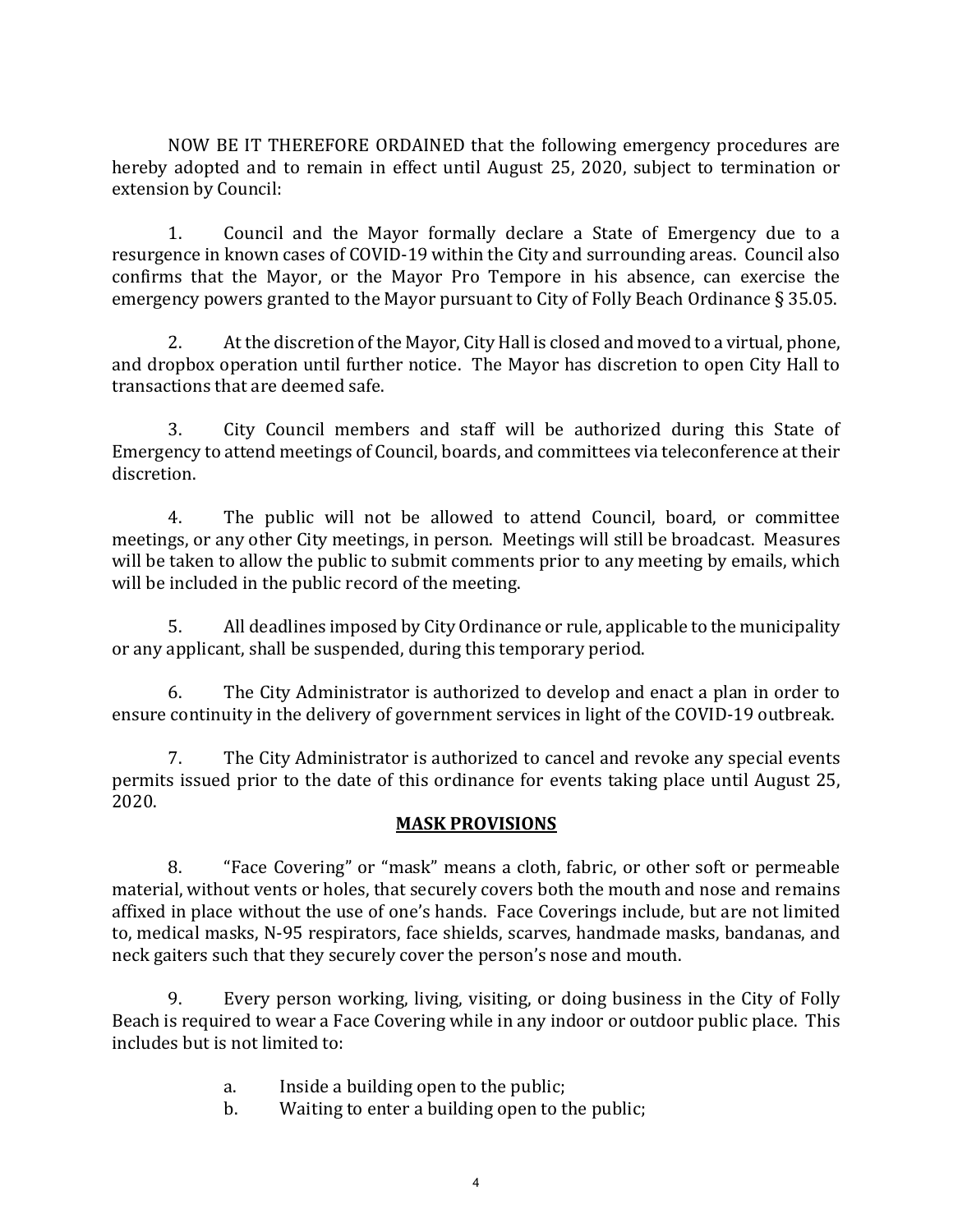NOW BE IT THEREFORE ORDAINED that the following emergency procedures are hereby adopted and to remain in effect until August 25, 2020, subject to termination or extension by Council:

1. Council and the Mayor formally declare a State of Emergency due to a resurgence in known cases of COVID-19 within the City and surrounding areas. Council also confirms that the Mayor, or the Mayor Pro Tempore in his absence, can exercise the emergency powers granted to the Mayor pursuant to City of Folly Beach Ordinance § 35.05.

2. At the discretion of the Mayor, City Hall is closed and moved to a virtual, phone, and dropbox operation until further notice. The Mayor has discretion to open City Hall to transactions that are deemed safe.

3. City Council members and staff will be authorized during this State of Emergency to attend meetings of Council, boards, and committees via teleconference at their discretion.

4. The public will not be allowed to attend Council, board, or committee meetings, or any other City meetings, in person. Meetings will still be broadcast. Measures will be taken to allow the public to submit comments prior to any meeting by emails, which will be included in the public record of the meeting.

5. All deadlines imposed by City Ordinance or rule, applicable to the municipality or any applicant, shall be suspended, during this temporary period.

6. The City Administrator is authorized to develop and enact a plan in order to ensure continuity in the delivery of government services in light of the COVID-19 outbreak.

7. The City Administrator is authorized to cancel and revoke any special events permits issued prior to the date of this ordinance for events taking place until August 25, 2020.

## MASK PROVISIONS

8. "Face Covering" or "mask" means a cloth, fabric, or other soft or permeable material, without vents or holes, that securely covers both the mouth and nose and remains affixed in place without the use of one's hands. Face Coverings include, but are not limited to, medical masks, N-95 respirators, face shields, scarves, handmade masks, bandanas, and neck gaiters such that they securely cover the person's nose and mouth.

9. Every person working, living, visiting, or doing business in the City of Folly Beach is required to wear a Face Covering while in any indoor or outdoor public place. This includes but is not limited to:

   a. Inside a building open to the public;
   b. Waiting to enter a building open to the public;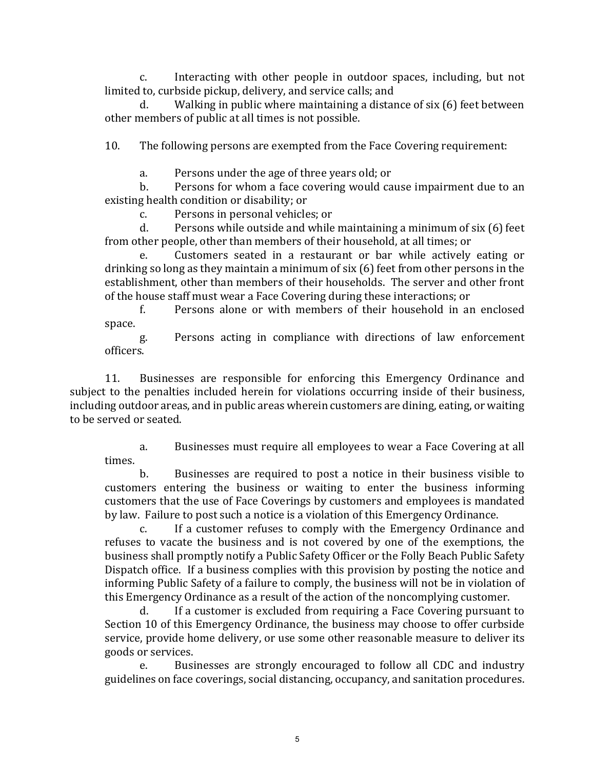c. Interacting with other people in outdoor spaces, including, but not limited to, curbside pickup, delivery, and service calls; and

d. Walking in public where maintaining a distance of six (6) feet between other members of public at all times is not possible.

10. The following persons are exempted from the Face Covering requirement:

a. Persons under the age of three years old; or

b. Persons for whom a face covering would cause impairment due to an existing health condition or disability; or

c. Persons in personal vehicles; or

d. Persons while outside and while maintaining a minimum of six (6) feet from other people, other than members of their household, at all times; or

e. Customers seated in a restaurant or bar while actively eating or drinking so long as they maintain a minimum of six (6) feet from other persons in the establishment, other than members of their households. The server and other front of the house staff must wear a Face Covering during these interactions; or

f. Persons alone or with members of their household in an enclosed space.

g. Persons acting in compliance with directions of law enforcement officers.

11. Businesses are responsible for enforcing this Emergency Ordinance and subject to the penalties included herein for violations occurring inside of their business, including outdoor areas, and in public areas wherein customers are dining, eating, or waiting to be served or seated.

a. Businesses must require all employees to wear a Face Covering at all times.

b. Businesses are required to post a notice in their business visible to customers entering the business or waiting to enter the business informing customers that the use of Face Coverings by customers and employees is mandated by law. Failure to post such a notice is a violation of this Emergency Ordinance.

c. If a customer refuses to comply with the Emergency Ordinance and refuses to vacate the business and is not covered by one of the exemptions, the business shall promptly notify a Public Safety Officer or the Folly Beach Public Safety Dispatch office. If a business complies with this provision by posting the notice and informing Public Safety of a failure to comply, the business will not be in violation of this Emergency Ordinance as a result of the action of the noncomplying customer.

d. If a customer is excluded from requiring a Face Covering pursuant to Section 10 of this Emergency Ordinance, the business may choose to offer curbside service, provide home delivery, or use some other reasonable measure to deliver its goods or services.

e. Businesses are strongly encouraged to follow all CDC and industry guidelines on face coverings, social distancing, occupancy, and sanitation procedures.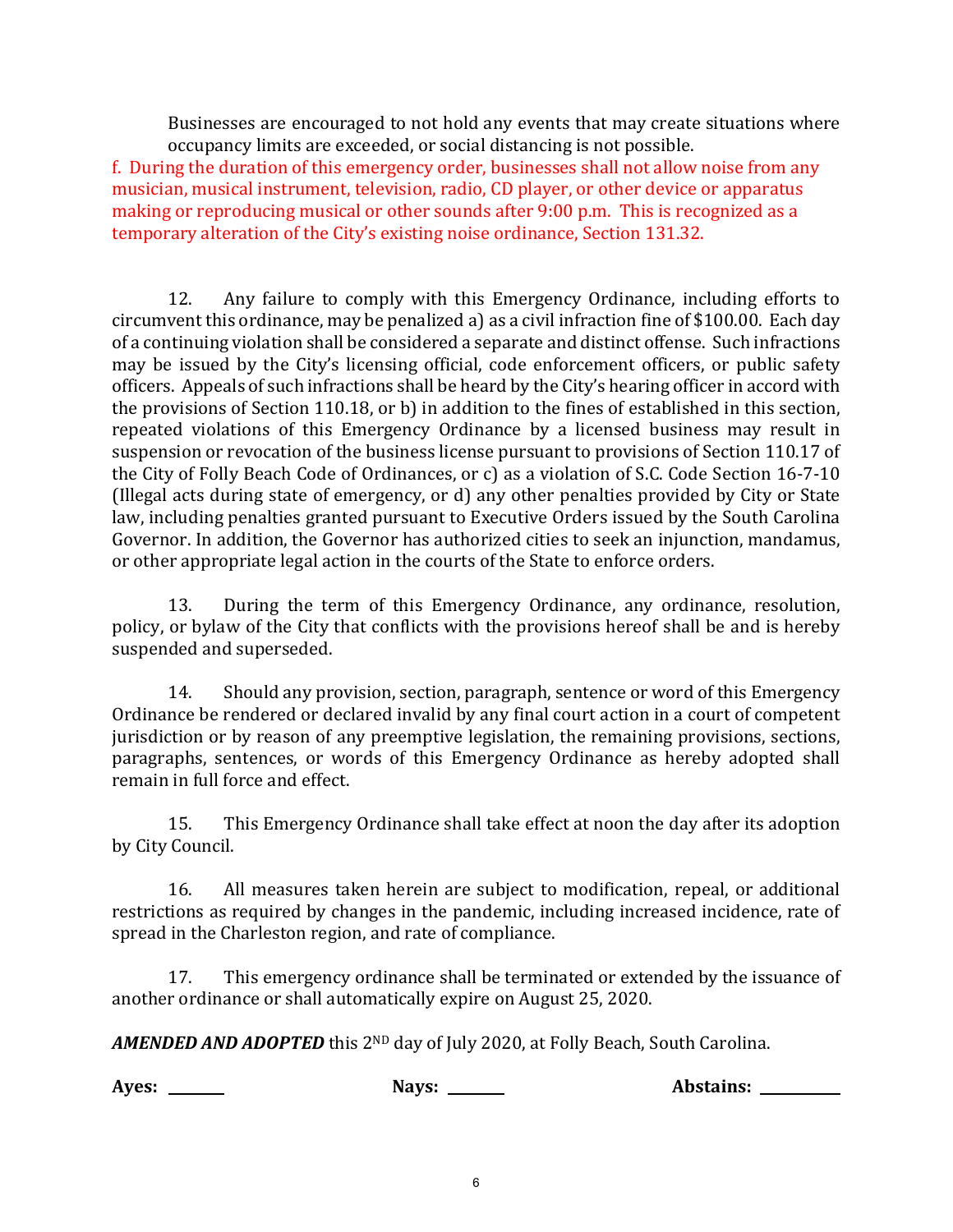Businesses are encouraged to not hold any events that may create situations where occupancy limits are exceeded, or social distancing is not possible.

f. During the duration of this emergency order, businesses shall not allow noise from any musician, musical instrument, television, radio, CD player, or other device or apparatus making or reproducing musical or other sounds after 9:00 p.m. This is recognized as a temporary alteration of the City's existing noise ordinance, Section 131.32.

12. Any failure to comply with this Emergency Ordinance, including efforts to circumvent this ordinance, may be penalized a) as a civil infraction fine of $100.00. Each day of a continuing violation shall be considered a separate and distinct offense. Such infractions may be issued by the City's licensing official, code enforcement officers, or public safety officers. Appeals of such infractions shall be heard by the City's hearing officer in accord with the provisions of Section 110.18, or b) in addition to the fines of established in this section, repeated violations of this Emergency Ordinance by a licensed business may result in suspension or revocation of the business license pursuant to provisions of Section 110.17 of the City of Folly Beach Code of Ordinances, or c) as a violation of S.C. Code Section 16-7-10 (Illegal acts during state of emergency, or d) any other penalties provided by City or State law, including penalties granted pursuant to Executive Orders issued by the South Carolina Governor. In addition, the Governor has authorized cities to seek an injunction, mandamus, or other appropriate legal action in the courts of the State to enforce orders.

13. During the term of this Emergency Ordinance, any ordinance, resolution, policy, or bylaw of the City that conflicts with the provisions hereof shall be and is hereby suspended and superseded.

14. Should any provision, section, paragraph, sentence or word of this Emergency Ordinance be rendered or declared invalid by any final court action in a court of competent jurisdiction or by reason of any preemptive legislation, the remaining provisions, sections, paragraphs, sentences, or words of this Emergency Ordinance as hereby adopted shall remain in full force and effect.

15. This Emergency Ordinance shall take effect at noon the day after its adoption by City Council.

16. All measures taken herein are subject to modification, repeal, or additional restrictions as required by changes in the pandemic, including increased incidence, rate of spread in the Charleston region, and rate of compliance.

17. This emergency ordinance shall be terminated or extended by the issuance of another ordinance or shall automatically expire on August 25, 2020.

***AMENDED AND ADOPTED*** this 2ND day of July 2020, at Folly Beach, South Carolina.

**Ayes:** \_\_\_\_\_\_\_ **Nays:** \_\_\_\_\_\_\_ **Abstains:** \_\_\_\_\_\_\_\_\_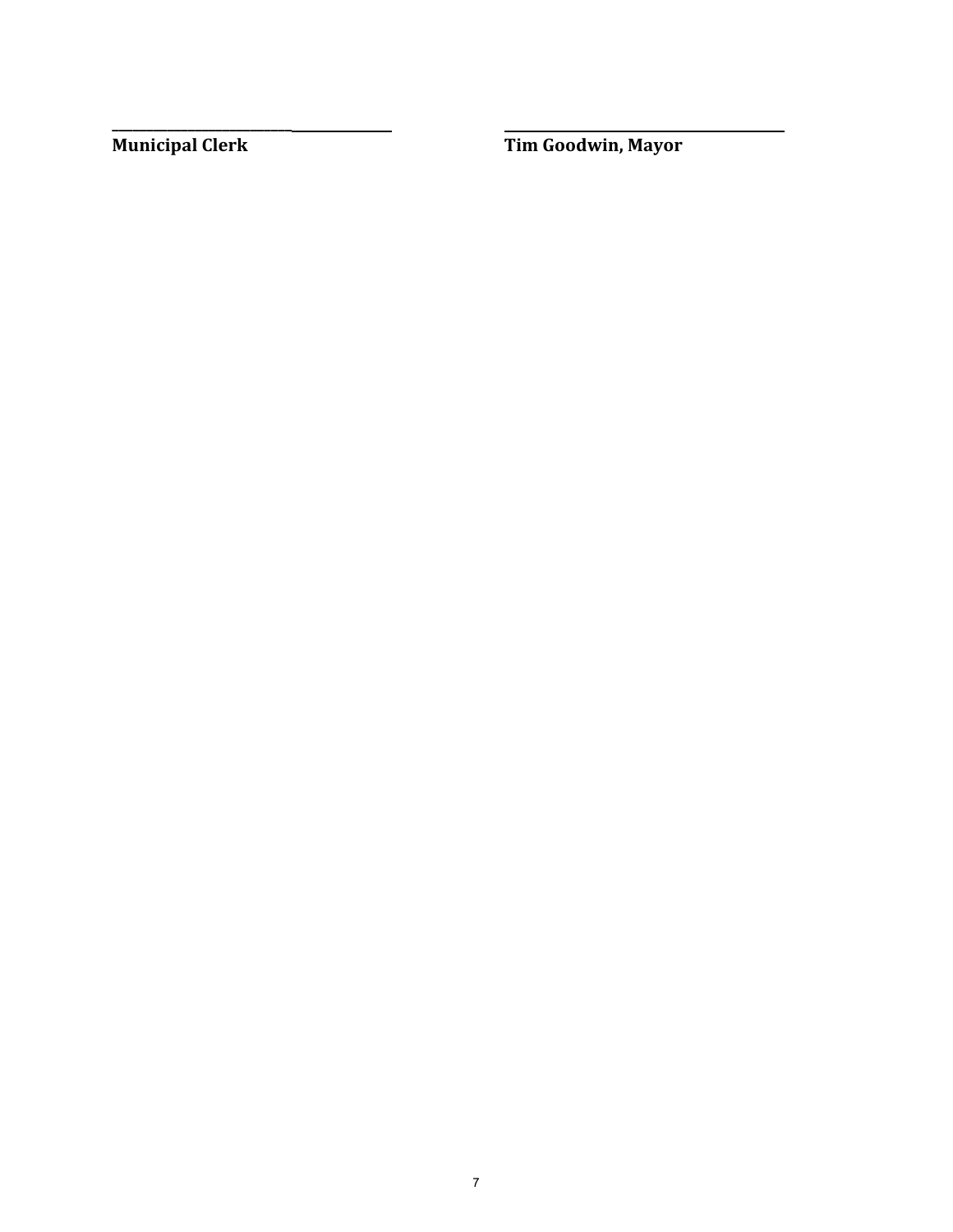_______________________________ 
**Municipal Clerk**

_______________________________ 
**Tim Goodwin, Mayor**